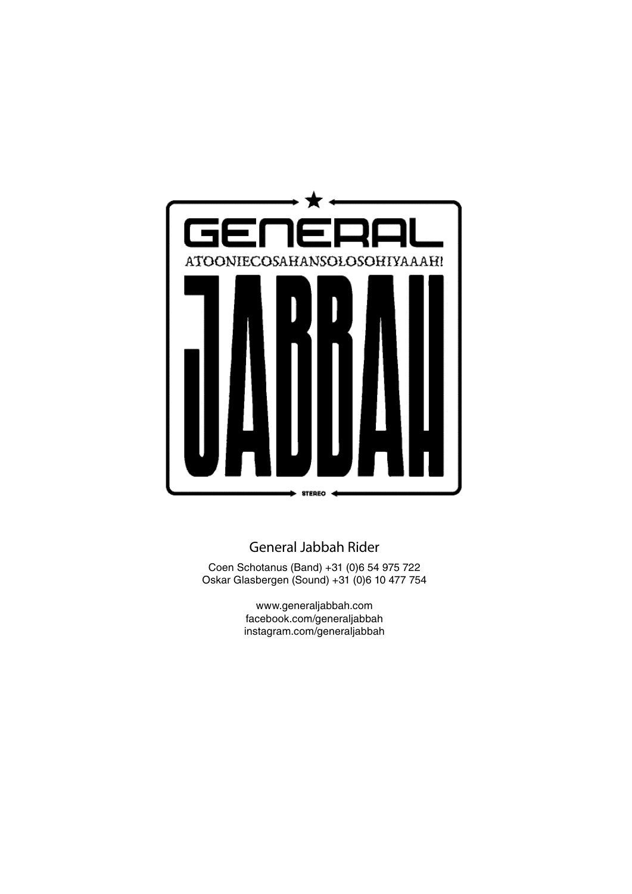# GENERAL

ATOONIECOSAHANSOLOSOHIYAAAH!

# JABBAH

STEREO

## General Jabbah Rider

Coen Schotanus (Band) +31 (0)6 54 975 722
Oskar Glasbergen (Sound) +31 (0)6 10 477 754

www.generaljabbah.com
facebook.com/generaljabbah
instagram.com/generaljabbah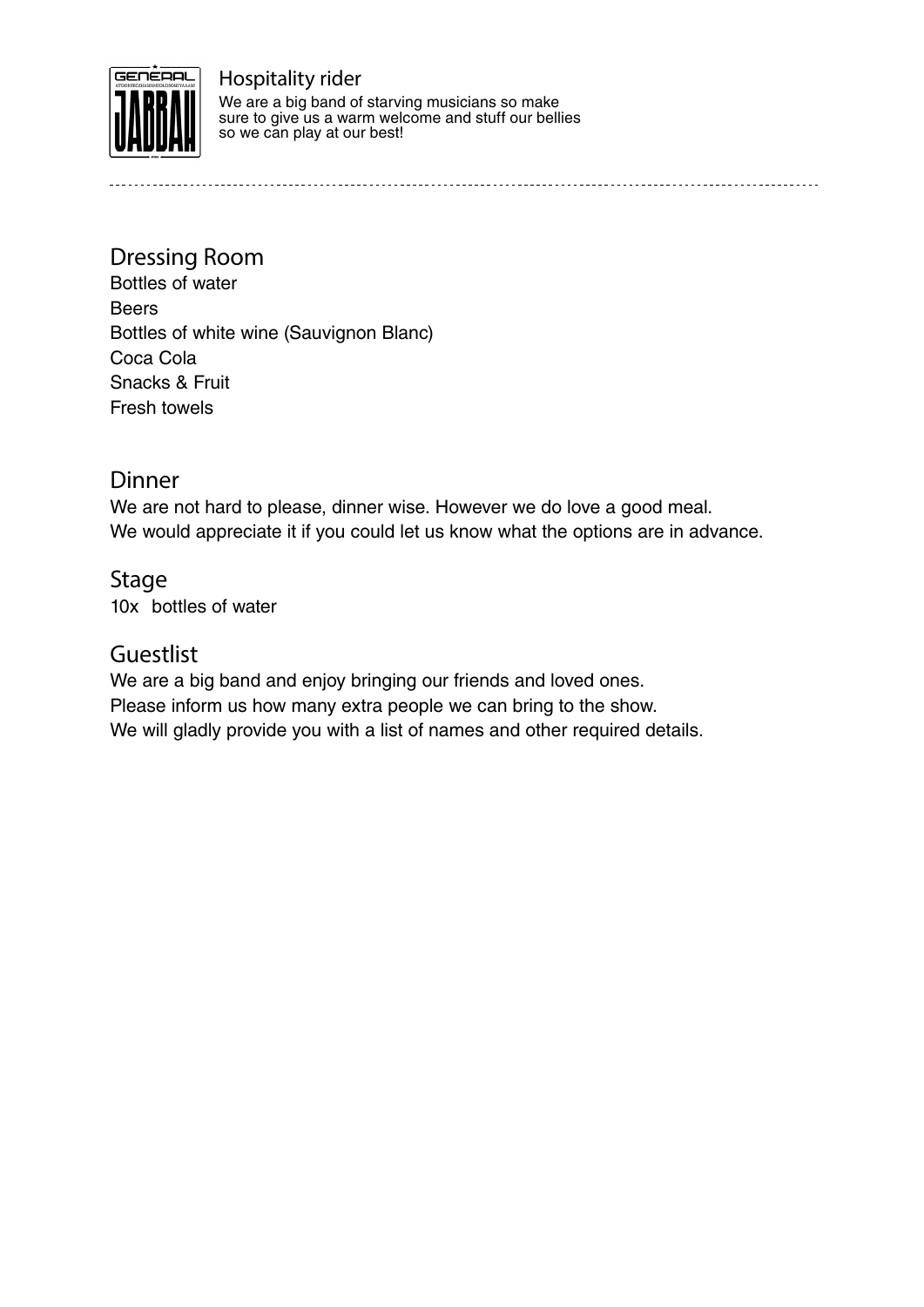# Hospitality rider

We are a big band of starving musicians so make sure to give us a warm welcome and stuff our bellies so we can play at our best!

## Dressing Room

Bottles of water
Beers
Bottles of white wine (Sauvignon Blanc)
Coca Cola
Snacks & Fruit
Fresh towels

## Dinner

We are not hard to please, dinner wise. However we do love a good meal.
We would appreciate it if you could let us know what the options are in advance.

## Stage

10x bottles of water

## Guestlist

We are a big band and enjoy bringing our friends and loved ones.
Please inform us how many extra people we can bring to the show.
We will gladly provide you with a list of names and other required details.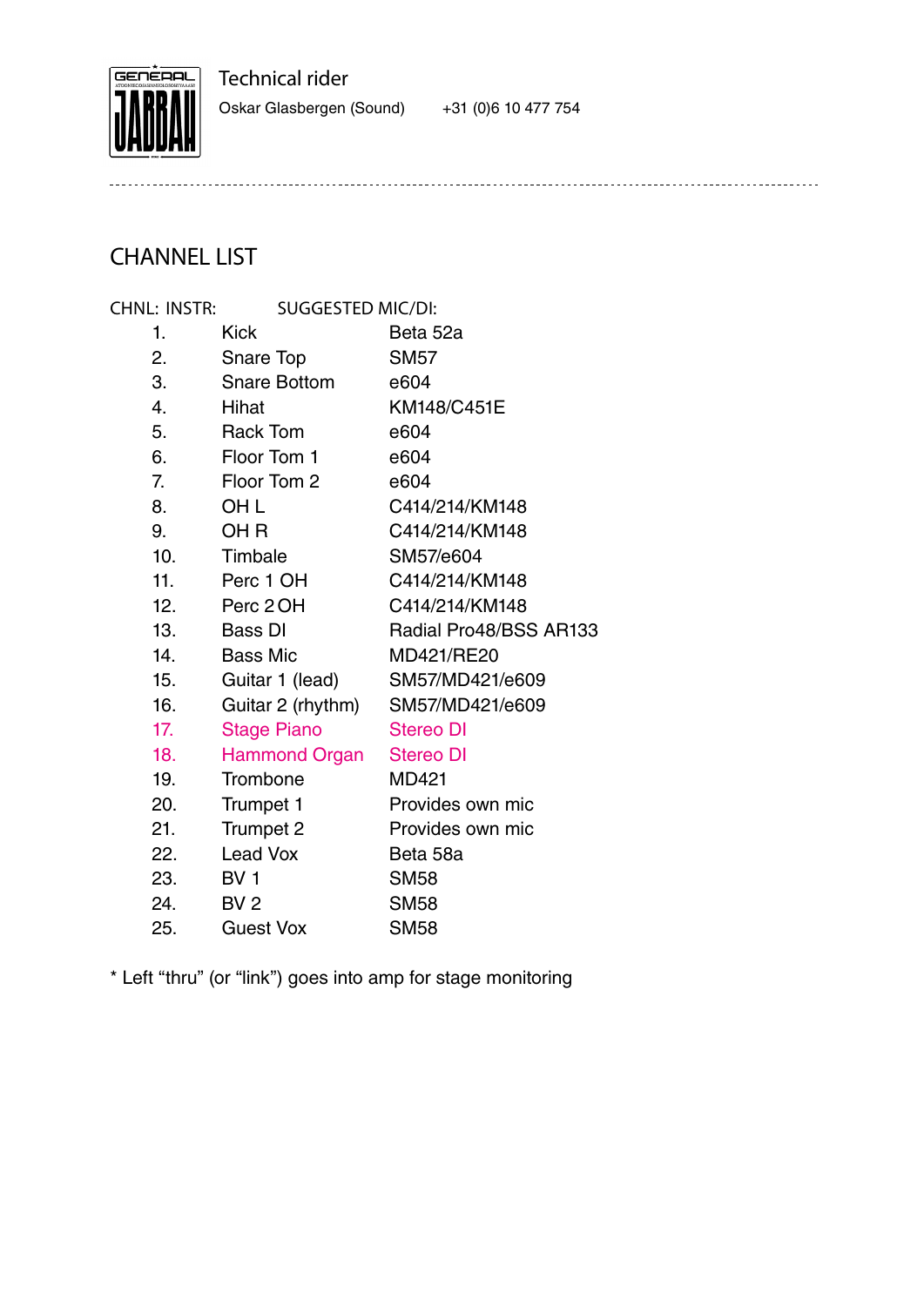Technical rider

Oskar Glasbergen (Sound) +31 (0)6 10 477 754

## CHANNEL LIST

| CHNL: | INSTR: | SUGGESTED MIC/DI: |
|---|---|---|
| 1. | Kick | Beta 52a |
| 2. | Snare Top | SM57 |
| 3. | Snare Bottom | e604 |
| 4. | Hihat | KM148/C451E |
| 5. | Rack Tom | e604 |
| 6. | Floor Tom 1 | e604 |
| 7. | Floor Tom 2 | e604 |
| 8. | OH L | C414/214/KM148 |
| 9. | OH R | C414/214/KM148 |
| 10. | Timbale | SM57/e604 |
| 11. | Perc 1 OH | C414/214/KM148 |
| 12. | Perc 2 OH | C414/214/KM148 |
| 13. | Bass DI | Radial Pro48/BSS AR133 |
| 14. | Bass Mic | MD421/RE20 |
| 15. | Guitar 1 (lead) | SM57/MD421/e609 |
| 16. | Guitar 2 (rhythm) | SM57/MD421/e609 |
| 17. | Stage Piano | Stereo DI |
| 18. | Hammond Organ | Stereo DI |
| 19. | Trombone | MD421 |
| 20. | Trumpet 1 | Provides own mic |
| 21. | Trumpet 2 | Provides own mic |
| 22. | Lead Vox | Beta 58a |
| 23. | BV 1 | SM58 |
| 24. | BV 2 | SM58 |
| 25. | Guest Vox | SM58 |

* Left “thru” (or “link”) goes into amp for stage monitoring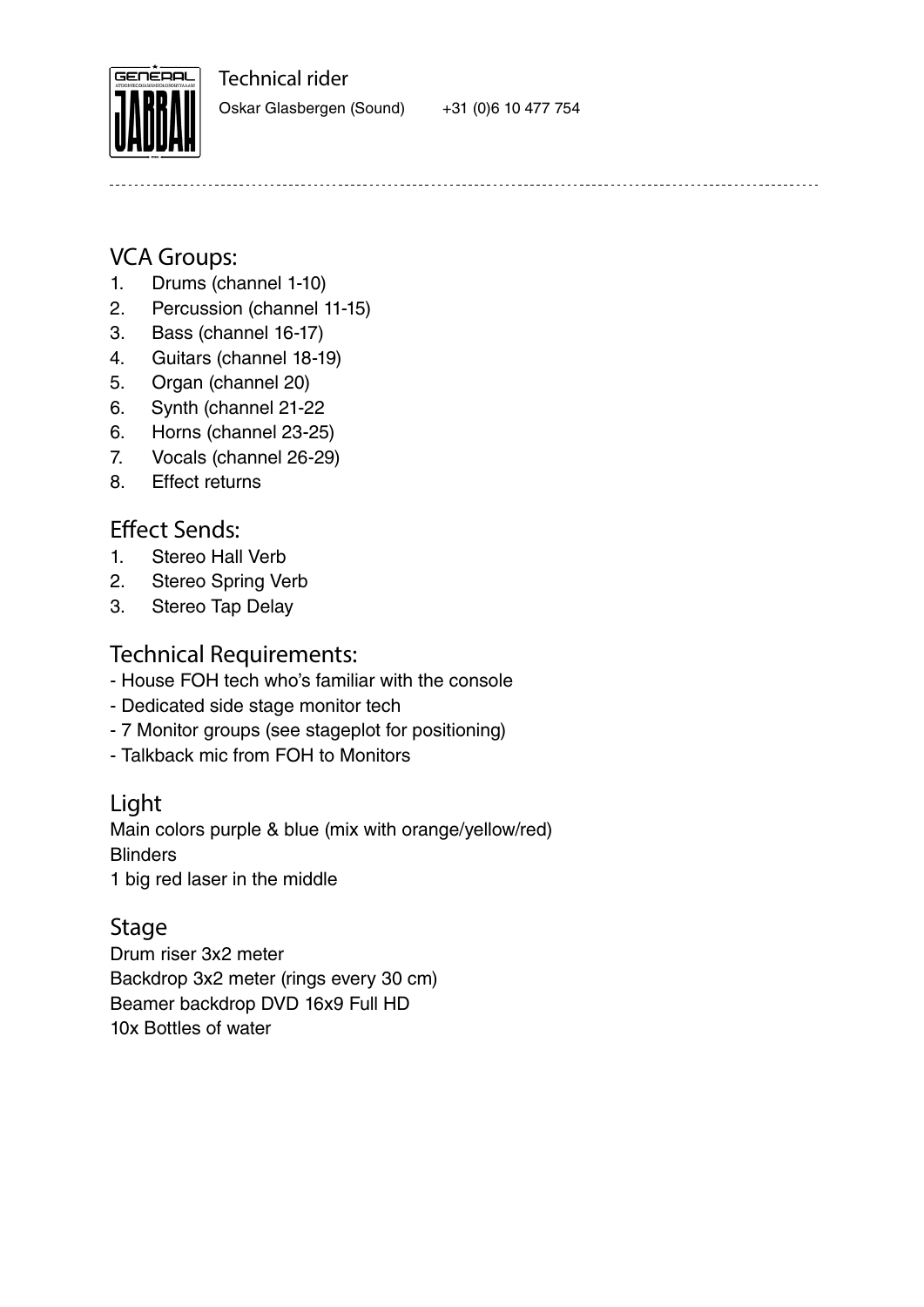Technical rider

Oskar Glasbergen (Sound) +31 (0)6 10 477 754

## VCA Groups:

1. Drums (channel 1-10)
2. Percussion (channel 11-15)
3. Bass (channel 16-17)
4. Guitars (channel 18-19)
5. Organ (channel 20)
6. Synth (channel 21-22
6. Horns (channel 23-25)
7. Vocals (channel 26-29)
8. Effect returns

## Effect Sends:

1. Stereo Hall Verb
2. Stereo Spring Verb
3. Stereo Tap Delay

## Technical Requirements:

- House FOH tech who's familiar with the console
- Dedicated side stage monitor tech
- 7 Monitor groups (see stageplot for positioning)
- Talkback mic from FOH to Monitors

## Light

Main colors purple & blue (mix with orange/yellow/red)
Blinders
1 big red laser in the middle

## Stage

Drum riser 3x2 meter
Backdrop 3x2 meter (rings every 30 cm)
Beamer backdrop DVD 16x9 Full HD
10x Bottles of water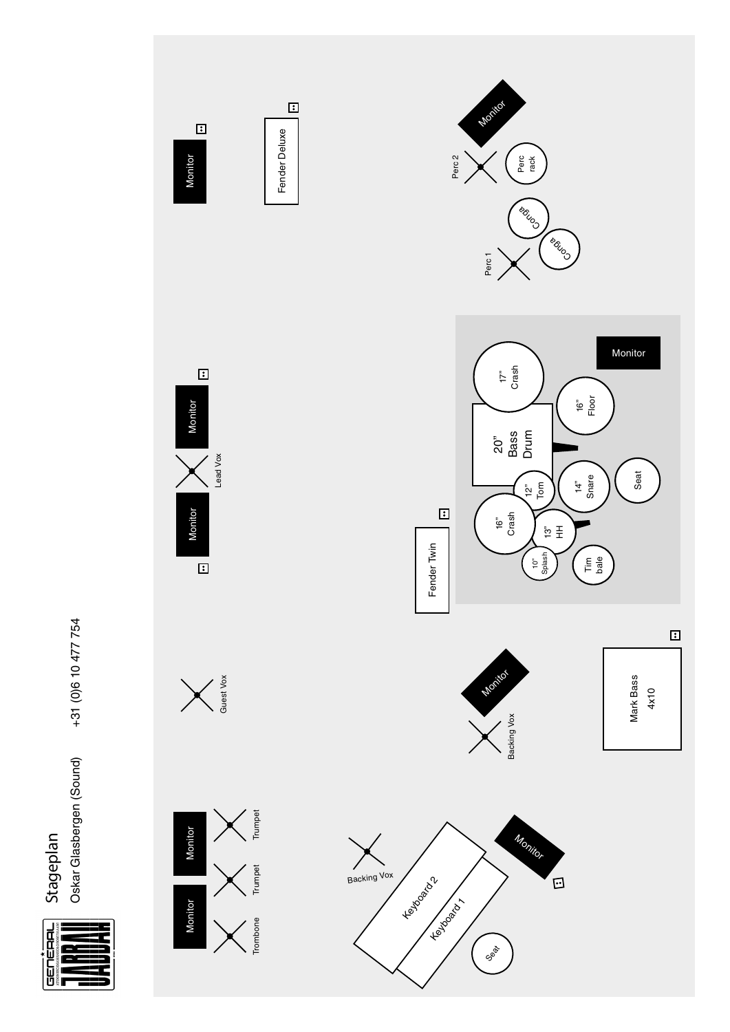# Stageplan

Oskar Glasbergen (Sound)    +31 (0)6 10 477 754

Monitor
Monitor
Trombone
Trumpet
Trumpet
Monitor
Guest Vox
Monitor
Lead Vox
Monitor
Monitor
Fender Deluxe
Backing Vox
Keyboard 2
Keyboard 1
Seat
Monitor
Backing Vox
Monitor
Mark Bass 4x10
Fender Twin
10" Splash
16" Crash
13" HH
12" Tom
Tim bale
14" Snare
Seat
20" Bass Drum
17" Crash
16" Floor
Monitor
Perc 1
Conga
Conga
Perc 2
Perc rack
Monitor